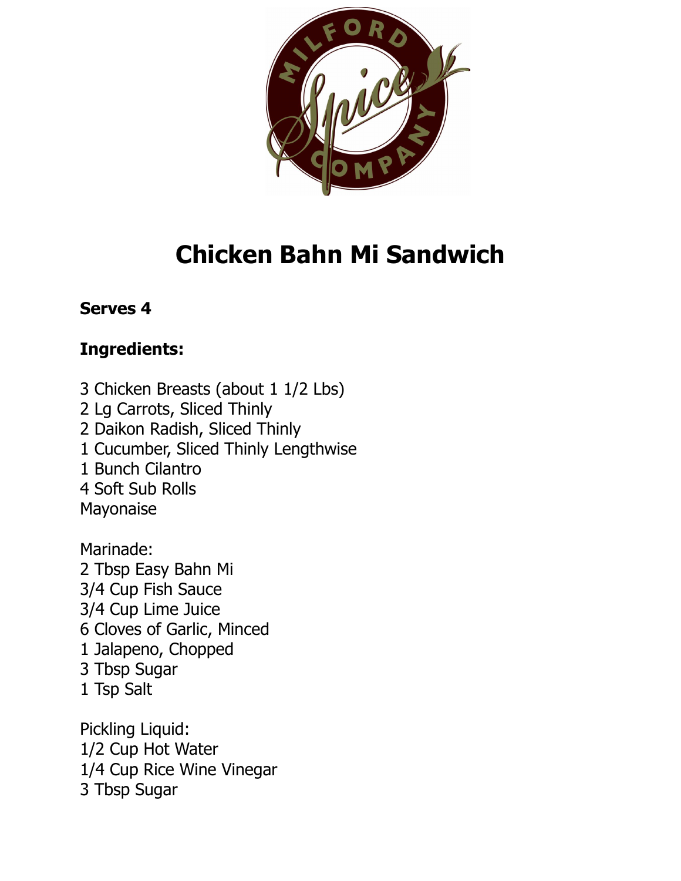# Chicken Bahn Mi Sandwich

**Serves 4**

**Ingredients:**

3 Chicken Breasts (about 1 1/2 Lbs)
2 Lg Carrots, Sliced Thinly
2 Daikon Radish, Sliced Thinly
1 Cucumber, Sliced Thinly Lengthwise
1 Bunch Cilantro
4 Soft Sub Rolls
Mayonaise

Marinade:
2 Tbsp Easy Bahn Mi
3/4 Cup Fish Sauce
3/4 Cup Lime Juice
6 Cloves of Garlic, Minced
1 Jalapeno, Chopped
3 Tbsp Sugar
1 Tsp Salt

Pickling Liquid:
1/2 Cup Hot Water
1/4 Cup Rice Wine Vinegar
3 Tbsp Sugar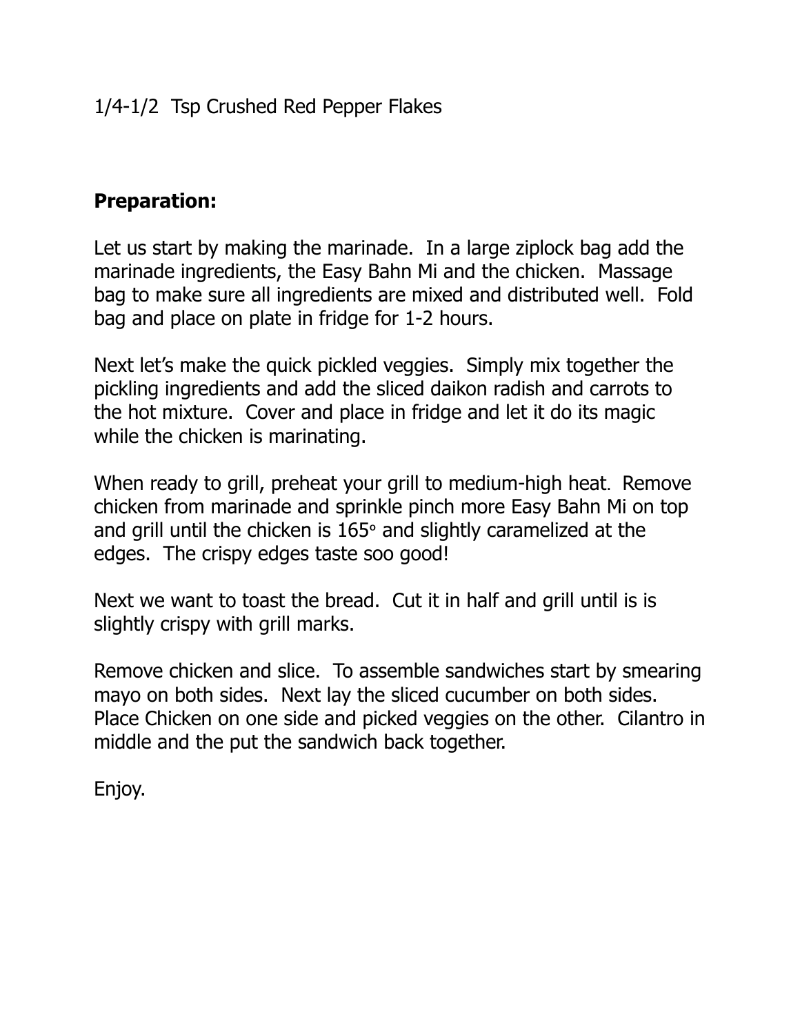1/4-1/2 Tsp Crushed Red Pepper Flakes

**Preparation:**

Let us start by making the marinade. In a large ziplock bag add the marinade ingredients, the Easy Bahn Mi and the chicken. Massage bag to make sure all ingredients are mixed and distributed well. Fold bag and place on plate in fridge for 1-2 hours.

Next let's make the quick pickled veggies. Simply mix together the pickling ingredients and add the sliced daikon radish and carrots to the hot mixture. Cover and place in fridge and let it do its magic while the chicken is marinating.

When ready to grill, preheat your grill to medium-high heat. Remove chicken from marinade and sprinkle pinch more Easy Bahn Mi on top and grill until the chicken is 165° and slightly caramelized at the edges. The crispy edges taste soo good!

Next we want to toast the bread. Cut it in half and grill until is is slightly crispy with grill marks.

Remove chicken and slice. To assemble sandwiches start by smearing mayo on both sides. Next lay the sliced cucumber on both sides. Place Chicken on one side and picked veggies on the other. Cilantro in middle and the put the sandwich back together.

Enjoy.